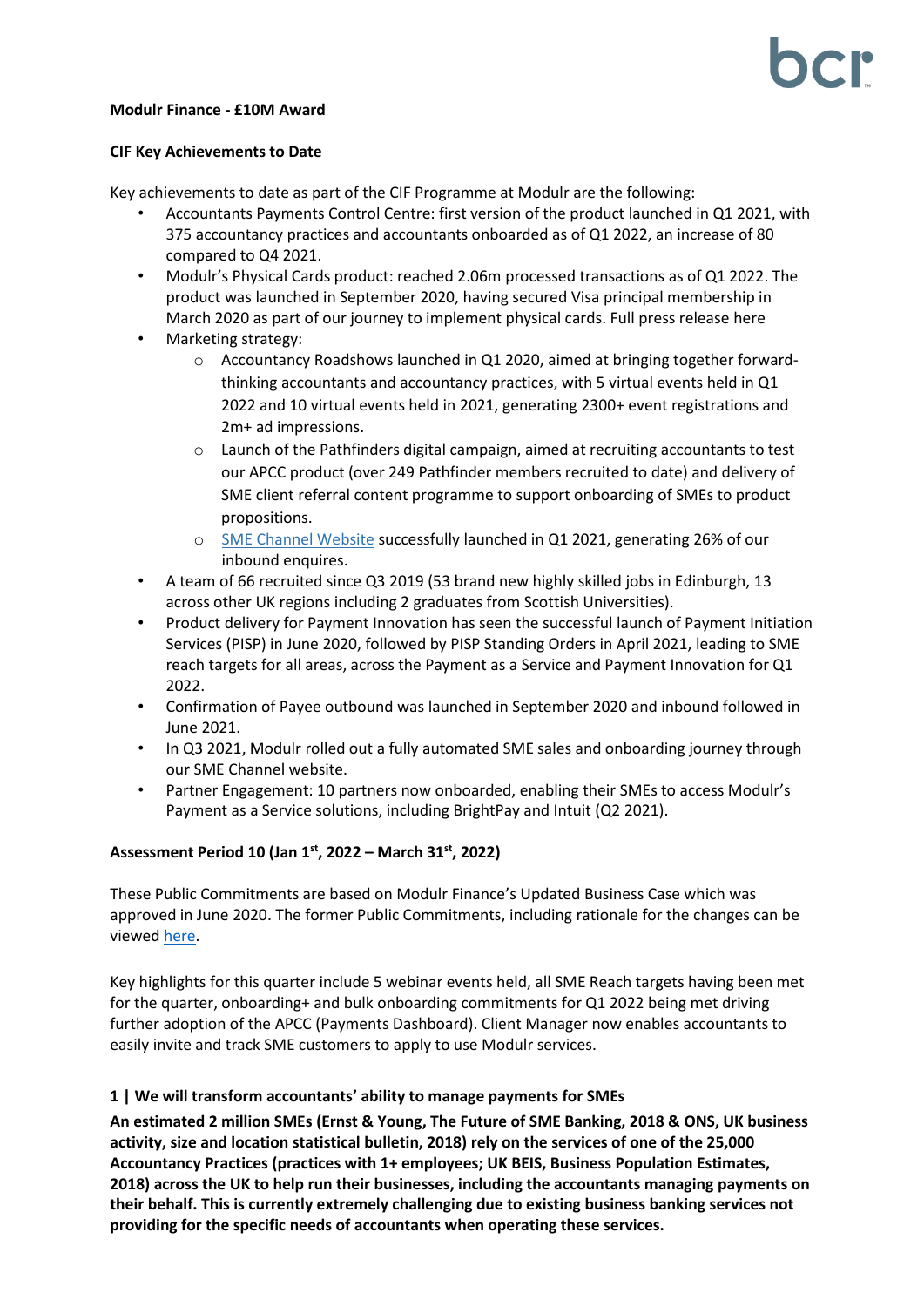**Modulr Finance - £10M Award**

**CIF Key Achievements to Date**

Key achievements to date as part of the CIF Programme at Modulr are the following:

- Accountants Payments Control Centre: first version of the product launched in Q1 2021, with 375 accountancy practices and accountants onboarded as of Q1 2022, an increase of 80 compared to Q4 2021.
- Modulr's Physical Cards product: reached 2.06m processed transactions as of Q1 2022. The product was launched in September 2020, having secured Visa principal membership in March 2020 as part of our journey to implement physical cards. Full press release here
- Marketing strategy:
    - Accountancy Roadshows launched in Q1 2020, aimed at bringing together forward-thinking accountants and accountancy practices, with 5 virtual events held in Q1 2022 and 10 virtual events held in 2021, generating 2300+ event registrations and 2m+ ad impressions.
    - Launch of the Pathfinders digital campaign, aimed at recruiting accountants to test our APCC product (over 249 Pathfinder members recruited to date) and delivery of SME client referral content programme to support onboarding of SMEs to product propositions.
    - SME Channel Website successfully launched in Q1 2021, generating 26% of our inbound enquires.
- A team of 66 recruited since Q3 2019 (53 brand new highly skilled jobs in Edinburgh, 13 across other UK regions including 2 graduates from Scottish Universities).
- Product delivery for Payment Innovation has seen the successful launch of Payment Initiation Services (PISP) in June 2020, followed by PISP Standing Orders in April 2021, leading to SME reach targets for all areas, across the Payment as a Service and Payment Innovation for Q1 2022.
- Confirmation of Payee outbound was launched in September 2020 and inbound followed in June 2021.
- In Q3 2021, Modulr rolled out a fully automated SME sales and onboarding journey through our SME Channel website.
- Partner Engagement: 10 partners now onboarded, enabling their SMEs to access Modulr's Payment as a Service solutions, including BrightPay and Intuit (Q2 2021).

**Assessment Period 10 (Jan 1st, 2022 – March 31st, 2022)**

These Public Commitments are based on Modulr Finance's Updated Business Case which was approved in June 2020. The former Public Commitments, including rationale for the changes can be viewed here.

Key highlights for this quarter include 5 webinar events held, all SME Reach targets having been met for the quarter, onboarding+ and bulk onboarding commitments for Q1 2022 being met driving further adoption of the APCC (Payments Dashboard). Client Manager now enables accountants to easily invite and track SME customers to apply to use Modulr services.

**1 | We will transform accountants' ability to manage payments for SMEs**

**An estimated 2 million SMEs (Ernst & Young, The Future of SME Banking, 2018 & ONS, UK business activity, size and location statistical bulletin, 2018) rely on the services of one of the 25,000 Accountancy Practices (practices with 1+ employees; UK BEIS, Business Population Estimates, 2018) across the UK to help run their businesses, including the accountants managing payments on their behalf. This is currently extremely challenging due to existing business banking services not providing for the specific needs of accountants when operating these services.**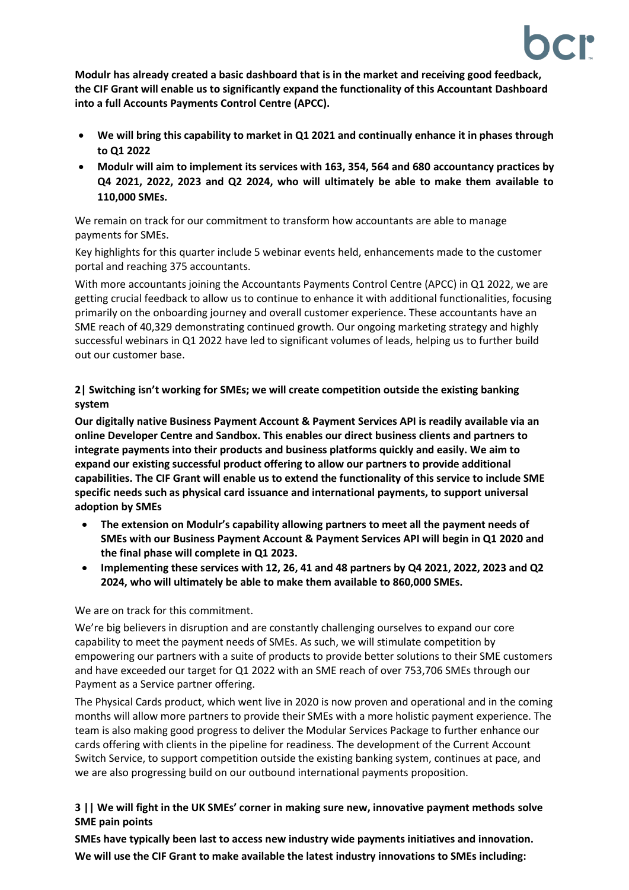**Modulr has already created a basic dashboard that is in the market and receiving good feedback, the CIF Grant will enable us to significantly expand the functionality of this Accountant Dashboard into a full Accounts Payments Control Centre (APCC).**

- **We will bring this capability to market in Q1 2021 and continually enhance it in phases through to Q1 2022**
- **Modulr will aim to implement its services with 163, 354, 564 and 680 accountancy practices by Q4 2021, 2022, 2023 and Q2 2024, who will ultimately be able to make them available to 110,000 SMEs.**

We remain on track for our commitment to transform how accountants are able to manage payments for SMEs.

Key highlights for this quarter include 5 webinar events held, enhancements made to the customer portal and reaching 375 accountants.

With more accountants joining the Accountants Payments Control Centre (APCC) in Q1 2022, we are getting crucial feedback to allow us to continue to enhance it with additional functionalities, focusing primarily on the onboarding journey and overall customer experience. These accountants have an SME reach of 40,329 demonstrating continued growth. Our ongoing marketing strategy and highly successful webinars in Q1 2022 have led to significant volumes of leads, helping us to further build out our customer base.

**2| Switching isn't working for SMEs; we will create competition outside the existing banking system**

**Our digitally native Business Payment Account & Payment Services API is readily available via an online Developer Centre and Sandbox. This enables our direct business clients and partners to integrate payments into their products and business platforms quickly and easily. We aim to expand our existing successful product offering to allow our partners to provide additional capabilities. The CIF Grant will enable us to extend the functionality of this service to include SME specific needs such as physical card issuance and international payments, to support universal adoption by SMEs**

- **The extension on Modulr's capability allowing partners to meet all the payment needs of SMEs with our Business Payment Account & Payment Services API will begin in Q1 2020 and the final phase will complete in Q1 2023.**
- **Implementing these services with 12, 26, 41 and 48 partners by Q4 2021, 2022, 2023 and Q2 2024, who will ultimately be able to make them available to 860,000 SMEs.**

We are on track for this commitment.

We're big believers in disruption and are constantly challenging ourselves to expand our core capability to meet the payment needs of SMEs. As such, we will stimulate competition by empowering our partners with a suite of products to provide better solutions to their SME customers and have exceeded our target for Q1 2022 with an SME reach of over 753,706 SMEs through our Payment as a Service partner offering.

The Physical Cards product, which went live in 2020 is now proven and operational and in the coming months will allow more partners to provide their SMEs with a more holistic payment experience. The team is also making good progress to deliver the Modular Services Package to further enhance our cards offering with clients in the pipeline for readiness. The development of the Current Account Switch Service, to support competition outside the existing banking system, continues at pace, and we are also progressing build on our outbound international payments proposition.

**3 || We will fight in the UK SMEs' corner in making sure new, innovative payment methods solve SME pain points**

**SMEs have typically been last to access new industry wide payments initiatives and innovation. We will use the CIF Grant to make available the latest industry innovations to SMEs including:**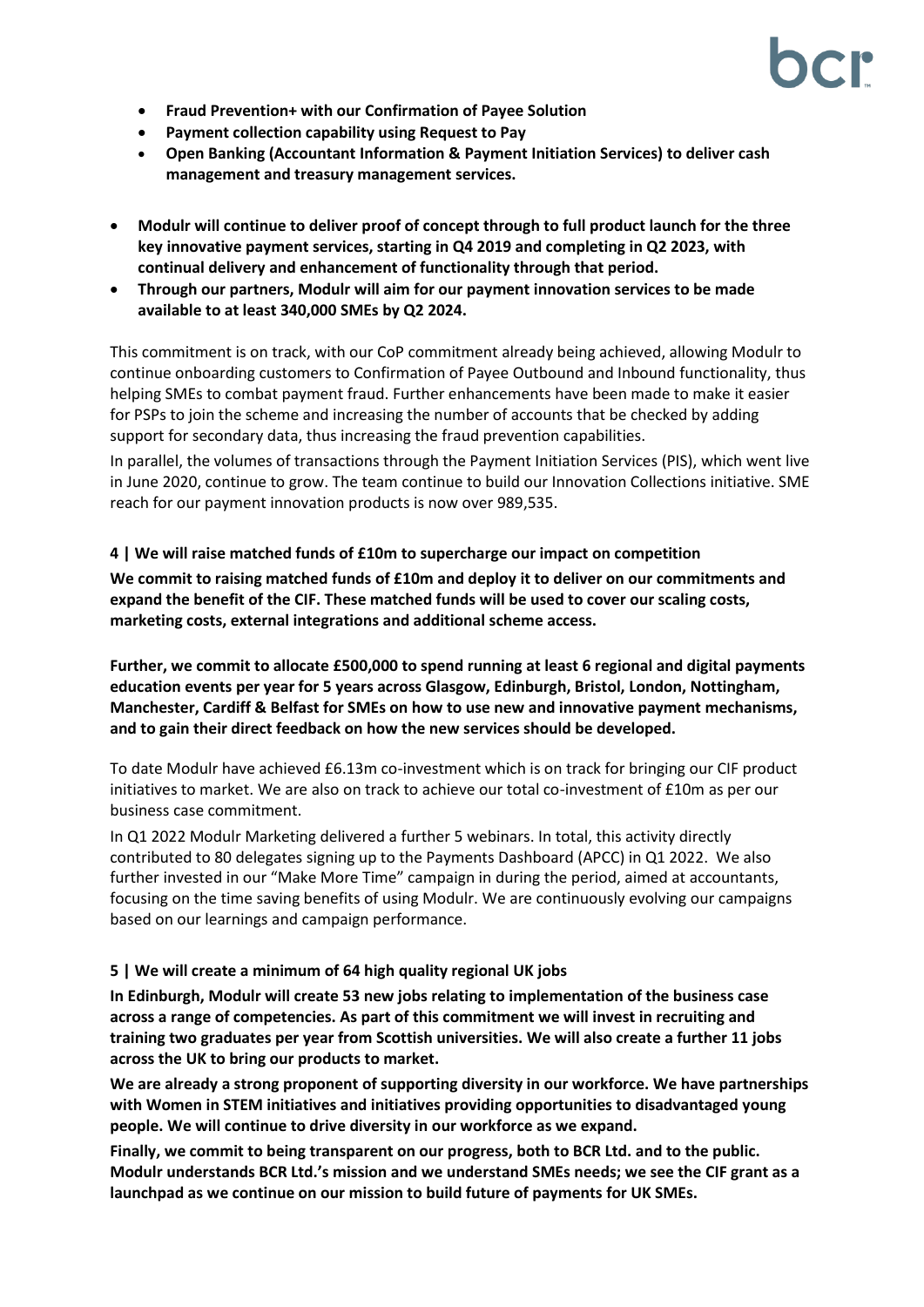- **Fraud Prevention+ with our Confirmation of Payee Solution**
- **Payment collection capability using Request to Pay**
- **Open Banking (Accountant Information & Payment Initiation Services) to deliver cash management and treasury management services.**

- **Modulr will continue to deliver proof of concept through to full product launch for the three key innovative payment services, starting in Q4 2019 and completing in Q2 2023, with continual delivery and enhancement of functionality through that period.**
- **Through our partners, Modulr will aim for our payment innovation services to be made available to at least 340,000 SMEs by Q2 2024.**

This commitment is on track, with our CoP commitment already being achieved, allowing Modulr to continue onboarding customers to Confirmation of Payee Outbound and Inbound functionality, thus helping SMEs to combat payment fraud. Further enhancements have been made to make it easier for PSPs to join the scheme and increasing the number of accounts that be checked by adding support for secondary data, thus increasing the fraud prevention capabilities.

In parallel, the volumes of transactions through the Payment Initiation Services (PIS), which went live in June 2020, continue to grow. The team continue to build our Innovation Collections initiative. SME reach for our payment innovation products is now over 989,535.

### 4 | We will raise matched funds of £10m to supercharge our impact on competition

**We commit to raising matched funds of £10m and deploy it to deliver on our commitments and expand the benefit of the CIF. These matched funds will be used to cover our scaling costs, marketing costs, external integrations and additional scheme access.**

**Further, we commit to allocate £500,000 to spend running at least 6 regional and digital payments education events per year for 5 years across Glasgow, Edinburgh, Bristol, London, Nottingham, Manchester, Cardiff & Belfast for SMEs on how to use new and innovative payment mechanisms, and to gain their direct feedback on how the new services should be developed.**

To date Modulr have achieved £6.13m co-investment which is on track for bringing our CIF product initiatives to market. We are also on track to achieve our total co-investment of £10m as per our business case commitment.

In Q1 2022 Modulr Marketing delivered a further 5 webinars. In total, this activity directly contributed to 80 delegates signing up to the Payments Dashboard (APCC) in Q1 2022. We also further invested in our "Make More Time" campaign in during the period, aimed at accountants, focusing on the time saving benefits of using Modulr. We are continuously evolving our campaigns based on our learnings and campaign performance.

### 5 | We will create a minimum of 64 high quality regional UK jobs

**In Edinburgh, Modulr will create 53 new jobs relating to implementation of the business case across a range of competencies. As part of this commitment we will invest in recruiting and training two graduates per year from Scottish universities. We will also create a further 11 jobs across the UK to bring our products to market.**

**We are already a strong proponent of supporting diversity in our workforce. We have partnerships with Women in STEM initiatives and initiatives providing opportunities to disadvantaged young people. We will continue to drive diversity in our workforce as we expand.**

**Finally, we commit to being transparent on our progress, both to BCR Ltd. and to the public. Modulr understands BCR Ltd.'s mission and we understand SMEs needs; we see the CIF grant as a launchpad as we continue on our mission to build future of payments for UK SMEs.**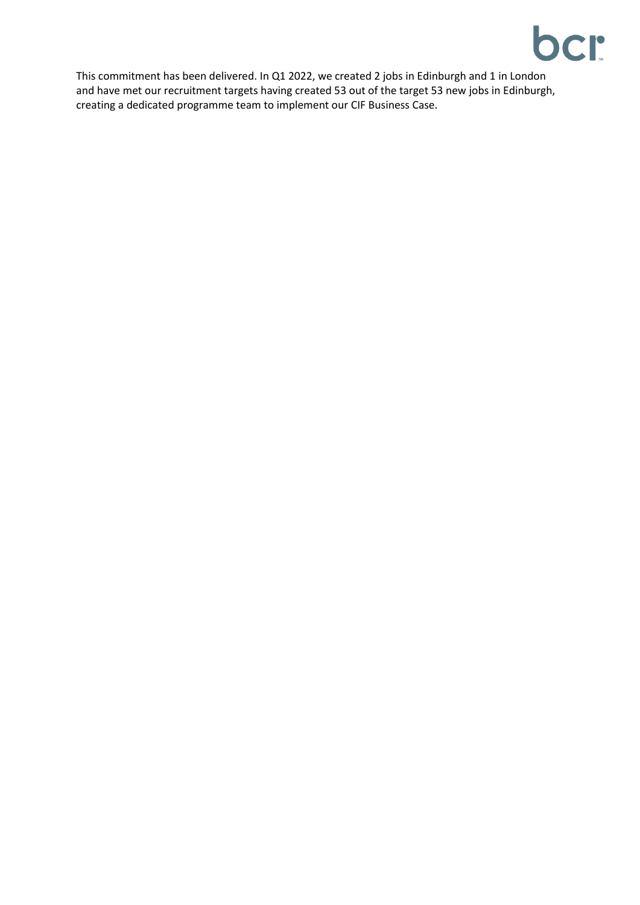This commitment has been delivered. In Q1 2022, we created 2 jobs in Edinburgh and 1 in London and have met our recruitment targets having created 53 out of the target 53 new jobs in Edinburgh, creating a dedicated programme team to implement our CIF Business Case.